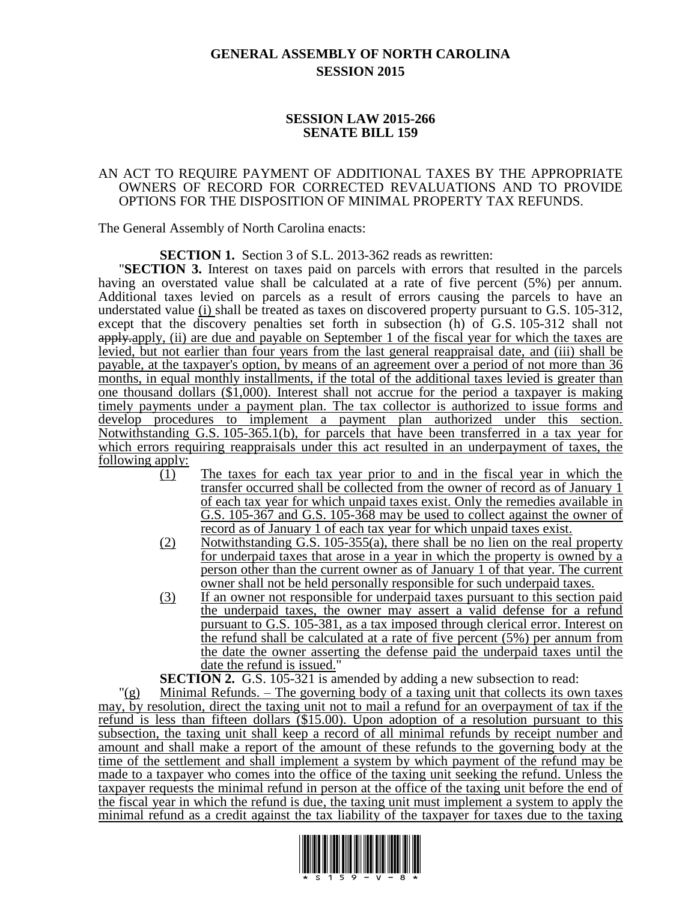# GENERAL ASSEMBLY OF NORTH CAROLINA
## SESSION 2015

### SESSION LAW 2015-266
### SENATE BILL 159

AN ACT TO REQUIRE PAYMENT OF ADDITIONAL TAXES BY THE APPROPRIATE OWNERS OF RECORD FOR CORRECTED REVALUATIONS AND TO PROVIDE OPTIONS FOR THE DISPOSITION OF MINIMAL PROPERTY TAX REFUNDS.

The General Assembly of North Carolina enacts:

**SECTION 1.** Section 3 of S.L. 2013-362 reads as rewritten:

"**SECTION 3.** Interest on taxes paid on parcels with errors that resulted in the parcels having an overstated value shall be calculated at a rate of five percent (5%) per annum. Additional taxes levied on parcels as a result of errors causing the parcels to have an understated value (i) shall be treated as taxes on discovered property pursuant to G.S. 105-312, except that the discovery penalties set forth in subsection (h) of G.S. 105-312 shall not ~~apply.~~apply, (ii) are due and payable on September 1 of the fiscal year for which the taxes are levied, but not earlier than four years from the last general reappraisal date, and (iii) shall be payable, at the taxpayer's option, by means of an agreement over a period of not more than 36 months, in equal monthly installments, if the total of the additional taxes levied is greater than one thousand dollars ($1,000). Interest shall not accrue for the period a taxpayer is making timely payments under a payment plan. The tax collector is authorized to issue forms and develop procedures to implement a payment plan authorized under this section. Notwithstanding G.S. 105-365.1(b), for parcels that have been transferred in a tax year for which errors requiring reappraisals under this act resulted in an underpayment of taxes, the following apply:

(1) The taxes for each tax year prior to and in the fiscal year in which the transfer occurred shall be collected from the owner of record as of January 1 of each tax year for which unpaid taxes exist. Only the remedies available in G.S. 105-367 and G.S. 105-368 may be used to collect against the owner of record as of January 1 of each tax year for which unpaid taxes exist.

(2) Notwithstanding G.S. 105-355(a), there shall be no lien on the real property for underpaid taxes that arose in a year in which the property is owned by a person other than the current owner as of January 1 of that year. The current owner shall not be held personally responsible for such underpaid taxes.

(3) If an owner not responsible for underpaid taxes pursuant to this section paid the underpaid taxes, the owner may assert a valid defense for a refund pursuant to G.S. 105-381, as a tax imposed through clerical error. Interest on the refund shall be calculated at a rate of five percent (5%) per annum from the date the owner asserting the defense paid the underpaid taxes until the date the refund is issued."

**SECTION 2.** G.S. 105-321 is amended by adding a new subsection to read:

"(g) Minimal Refunds. – The governing body of a taxing unit that collects its own taxes may, by resolution, direct the taxing unit not to mail a refund for an overpayment of tax if the refund is less than fifteen dollars ($15.00). Upon adoption of a resolution pursuant to this subsection, the taxing unit shall keep a record of all minimal refunds by receipt number and amount and shall make a report of the amount of these refunds to the governing body at the time of the settlement and shall implement a system by which payment of the refund may be made to a taxpayer who comes into the office of the taxing unit seeking the refund. Unless the taxpayer requests the minimal refund in person at the office of the taxing unit before the end of the fiscal year in which the refund is due, the taxing unit must implement a system to apply the minimal refund as a credit against the tax liability of the taxpayer for taxes due to the taxing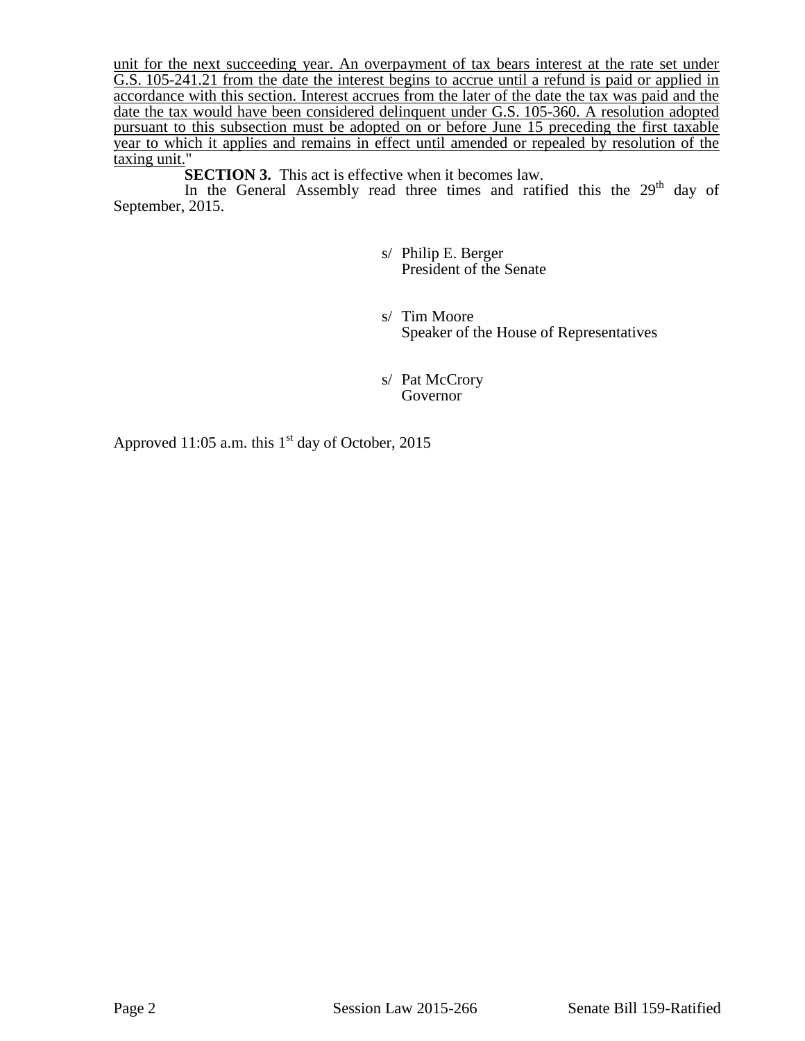unit for the next succeeding year. An overpayment of tax bears interest at the rate set under G.S. 105-241.21 from the date the interest begins to accrue until a refund is paid or applied in accordance with this section. Interest accrues from the later of the date the tax was paid and the date the tax would have been considered delinquent under G.S. 105-360. A resolution adopted pursuant to this subsection must be adopted on or before June 15 preceding the first taxable year to which it applies and remains in effect until amended or repealed by resolution of the taxing unit."

**SECTION 3.** This act is effective when it becomes law.

In the General Assembly read three times and ratified this the 29th day of September, 2015.

s/ Philip E. Berger
President of the Senate

s/ Tim Moore
Speaker of the House of Representatives

s/ Pat McCrory
Governor

Approved 11:05 a.m. this 1st day of October, 2015